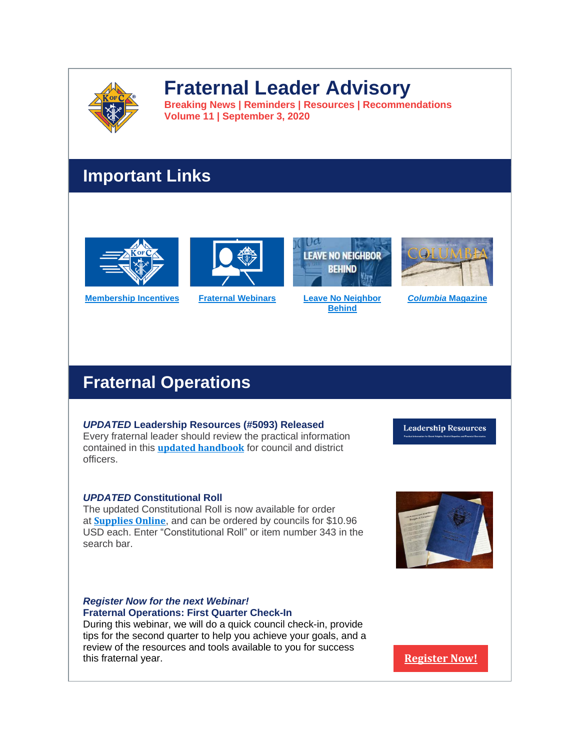# Fraternal Leader Advisory

**Breaking News | Reminders | Resources | Recommendations**
**Volume 11 | September 3, 2020**

## Important Links

**Membership Incentives**

**Fraternal Webinars**

**Leave No Neighbor Behind**

***Columbia* Magazine**

## Fraternal Operations

***UPDATED* Leadership Resources (#5093) Released**
Every fraternal leader should review the practical information contained in this **updated handbook** for council and district officers.

***UPDATED* Constitutional Roll**
The updated Constitutional Roll is now available for order at **Supplies Online**, and can be ordered by councils for $10.96 USD each. Enter "Constitutional Roll" or item number 343 in the search bar.

***Register Now for the next Webinar!***
**Fraternal Operations: First Quarter Check-In**
During this webinar, we will do a quick council check-in, provide tips for the second quarter to help you achieve your goals, and a review of the resources and tools available to you for success this fraternal year.

**Register Now!**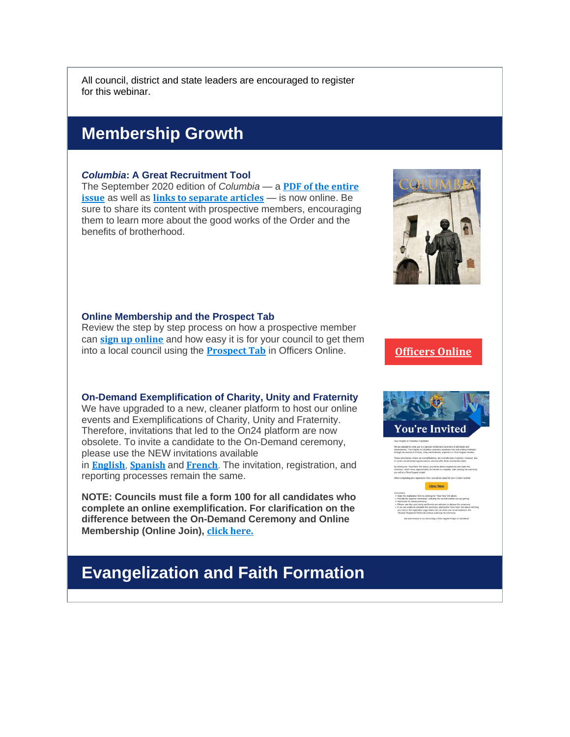All council, district and state leaders are encouraged to register for this webinar.

## Membership Growth

### *Columbia*: A Great Recruitment Tool

The September 2020 edition of *Columbia* — a **PDF of the entire issue** as well as **links to separate articles** — is now online. Be sure to share its content with prospective members, encouraging them to learn more about the good works of the Order and the benefits of brotherhood.

### Online Membership and the Prospect Tab

Review the step by step process on how a prospective member can **sign up online** and how easy it is for your council to get them into a local council using the **Prospect Tab** in Officers Online.

**Officers Online**

### On-Demand Exemplification of Charity, Unity and Fraternity

We have upgraded to a new, cleaner platform to host our online events and Exemplifications of Charity, Unity and Fraternity. Therefore, invitations that led to the On24 platform are now obsolete. To invite a candidate to the On-Demand ceremony, please use the NEW invitations available in **English**, **Spanish** and **French**. The invitation, registration, and reporting processes remain the same.

**NOTE: Councils must file a form 100 for all candidates who complete an online exemplification. For clarification on the difference between the On-Demand Ceremony and Online Membership (Online Join), click here.**

## Evangelization and Faith Formation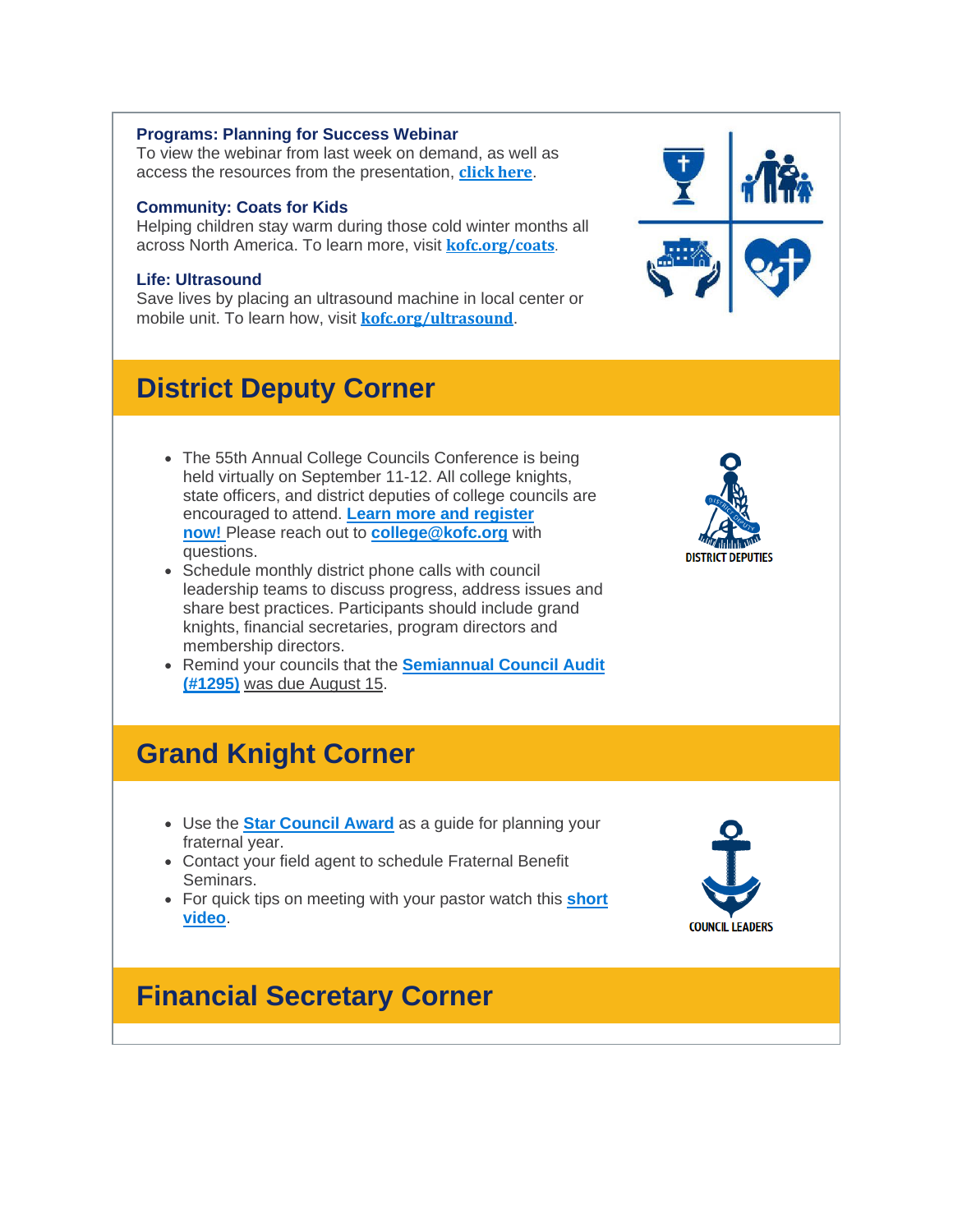**Programs: Planning for Success Webinar**
To view the webinar from last week on demand, as well as access the resources from the presentation, [click here](#).

**Community: Coats for Kids**
Helping children stay warm during those cold winter months all across North America. To learn more, visit [kofc.org/coats](#).

**Life: Ultrasound**
Save lives by placing an ultrasound machine in local center or mobile unit. To learn how, visit [kofc.org/ultrasound](#).

## District Deputy Corner

- The 55th Annual College Councils Conference is being held virtually on September 11-12. All college knights, state officers, and district deputies of college councils are encouraged to attend. [Learn more and register now!](#) Please reach out to [college@kofc.org](#) with questions.
- Schedule monthly district phone calls with council leadership teams to discuss progress, address issues and share best practices. Participants should include grand knights, financial secretaries, program directors and membership directors.
- Remind your councils that the [Semiannual Council Audit (#1295)](#) was due August 15.

DISTRICT DEPUTIES

## Grand Knight Corner

- Use the [Star Council Award](#) as a guide for planning your fraternal year.
- Contact your field agent to schedule Fraternal Benefit Seminars.
- For quick tips on meeting with your pastor watch this [short video](#).

COUNCIL LEADERS

## Financial Secretary Corner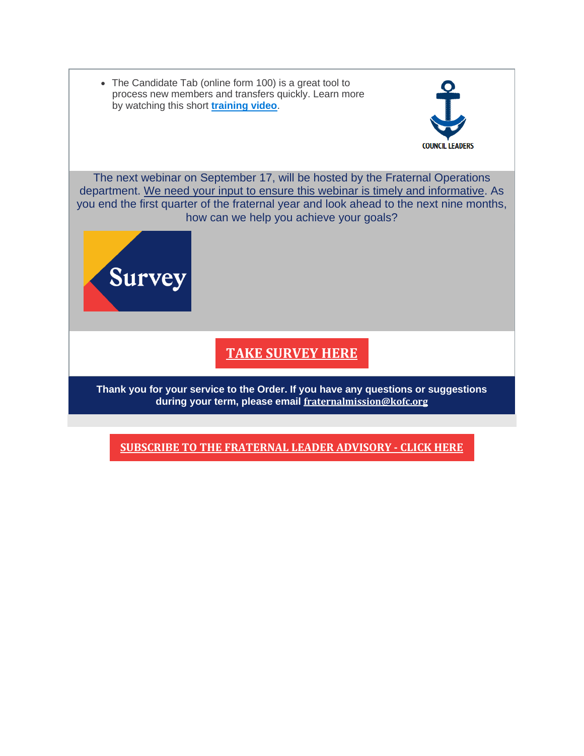- The Candidate Tab (online form 100) is a great tool to process new members and transfers quickly. Learn more by watching this short **training video**.

COUNCIL LEADERS

The next webinar on September 17, will be hosted by the Fraternal Operations department. We need your input to ensure this webinar is timely and informative. As you end the first quarter of the fraternal year and look ahead to the next nine months, how can we help you achieve your goals?

Survey

**TAKE SURVEY HERE**

**Thank you for your service to the Order. If you have any questions or suggestions during your term, please email fraternalmission@kofc.org**

**SUBSCRIBE TO THE FRATERNAL LEADER ADVISORY - CLICK HERE**